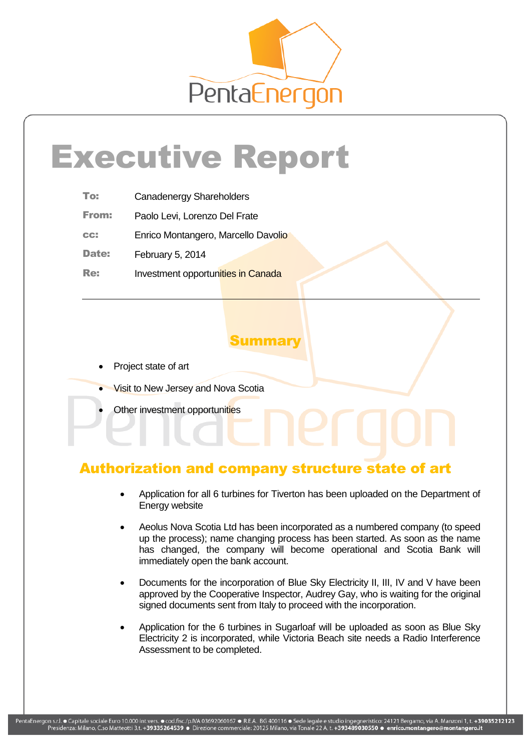# Executive Report

| | |
|---|---|
| **To:** | Canadenergy Shareholders |
| **From:** | Paolo Levi, Lorenzo Del Frate |
| **cc:** | Enrico Montangero, Marcello Davolio |
| **Date:** | February 5, 2014 |
| **Re:** | Investment opportunities in Canada |

---

## Summary

- Project state of art
- Visit to New Jersey and Nova Scotia
- Other investment opportunities

## Authorization and company structure state of art

- Application for all 6 turbines for Tiverton has been uploaded on the Department of Energy website
- Aeolus Nova Scotia Ltd has been incorporated as a numbered company (to speed up the process); name changing process has been started. As soon as the name has changed, the company will become operational and Scotia Bank will immediately open the bank account.
- Documents for the incorporation of Blue Sky Electricity II, III, IV and V have been approved by the Cooperative Inspector, Audrey Gay, who is waiting for the original signed documents sent from Italy to proceed with the incorporation.
- Application for the 6 turbines in Sugarloaf will be uploaded as soon as Blue Sky Electricity 2 is incorporated, while Victoria Beach site needs a Radio Interference Assessment to be completed.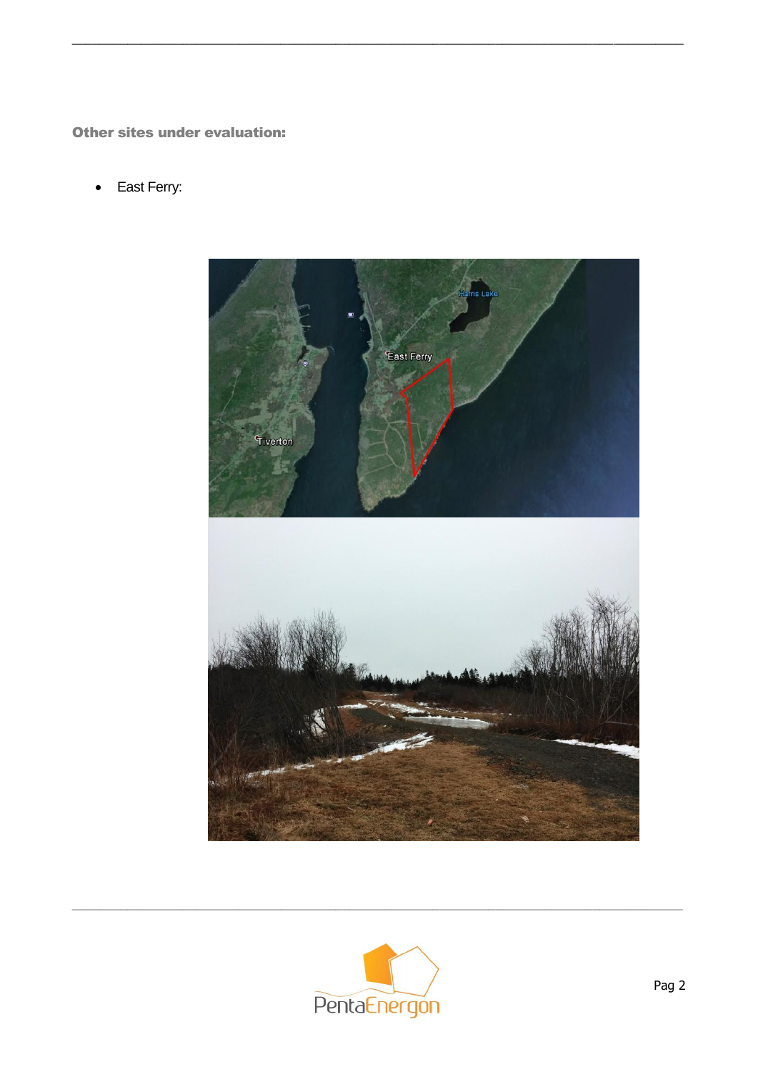### Other sites under evaluation:

- East Ferry: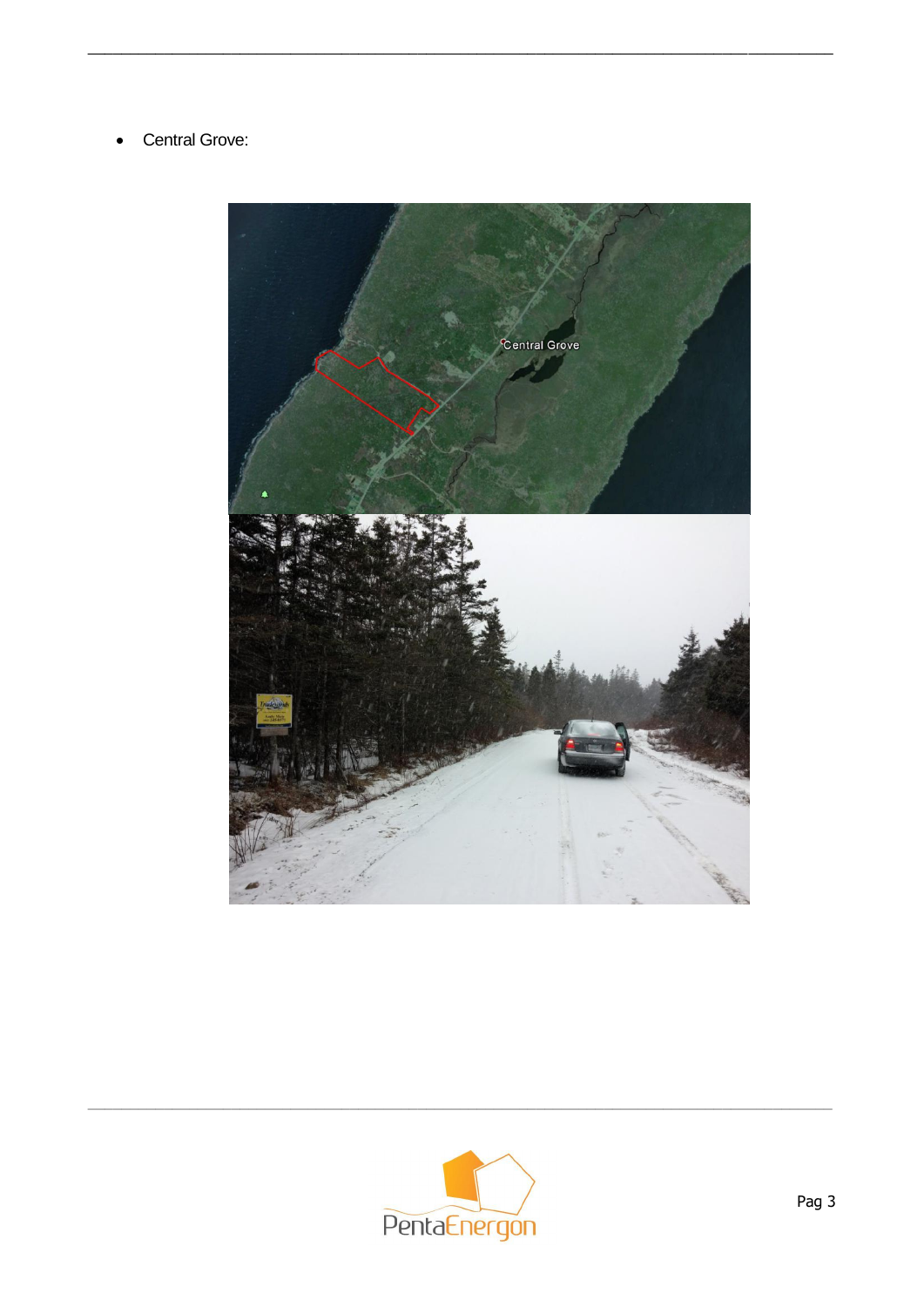- Central Grove: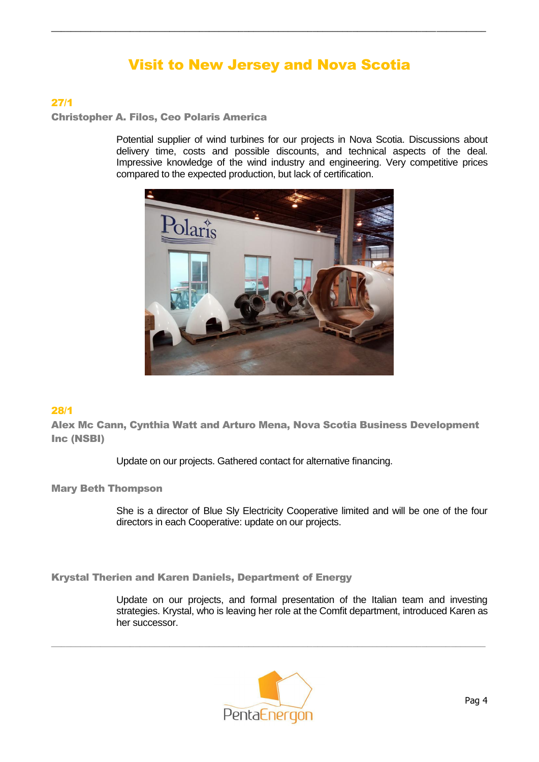# Visit to New Jersey and Nova Scotia

## 27/1

### Christopher A. Filos, Ceo Polaris America

Potential supplier of wind turbines for our projects in Nova Scotia. Discussions about delivery time, costs and possible discounts, and technical aspects of the deal. Impressive knowledge of the wind industry and engineering. Very competitive prices compared to the expected production, but lack of certification.

## 28/1

### Alex Mc Cann, Cynthia Watt and Arturo Mena, Nova Scotia Business Development Inc (NSBI)

Update on our projects. Gathered contact for alternative financing.

### Mary Beth Thompson

She is a director of Blue Sly Electricity Cooperative limited and will be one of the four directors in each Cooperative: update on our projects.

### Krystal Therien and Karen Daniels, Department of Energy

Update on our projects, and formal presentation of the Italian team and investing strategies. Krystal, who is leaving her role at the Comfit department, introduced Karen as her successor.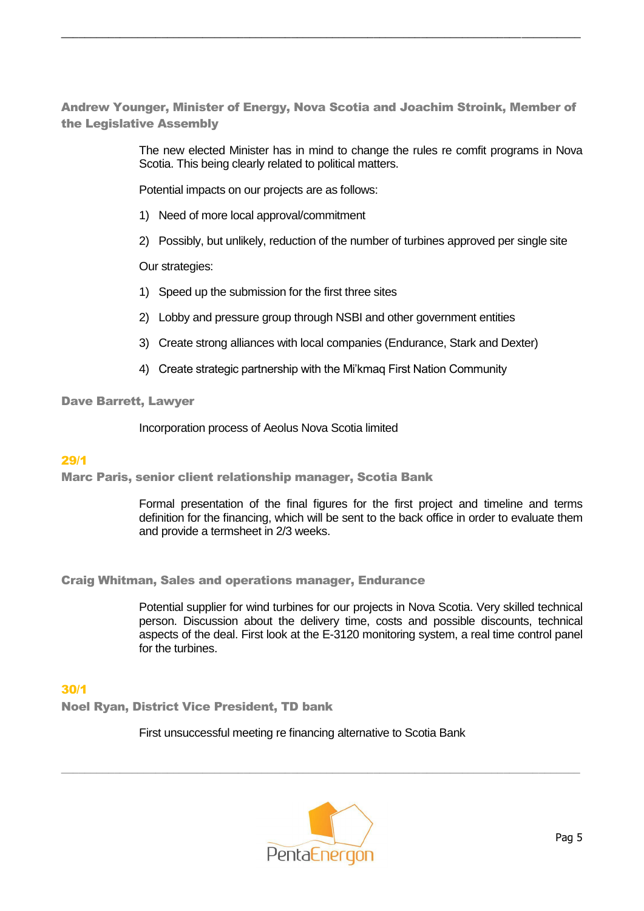### Andrew Younger, Minister of Energy, Nova Scotia and Joachim Stroink, Member of the Legislative Assembly

The new elected Minister has in mind to change the rules re comfit programs in Nova Scotia. This being clearly related to political matters.

Potential impacts on our projects are as follows:

1) Need of more local approval/commitment

2) Possibly, but unlikely, reduction of the number of turbines approved per single site

Our strategies:

1) Speed up the submission for the first three sites

2) Lobby and pressure group through NSBI and other government entities

3) Create strong alliances with local companies (Endurance, Stark and Dexter)

4) Create strategic partnership with the Mi'kmaq First Nation Community

### Dave Barrett, Lawyer

Incorporation process of Aeolus Nova Scotia limited

## 29/1

### Marc Paris, senior client relationship manager, Scotia Bank

Formal presentation of the final figures for the first project and timeline and terms definition for the financing, which will be sent to the back office in order to evaluate them and provide a termsheet in 2/3 weeks.

### Craig Whitman, Sales and operations manager, Endurance

Potential supplier for wind turbines for our projects in Nova Scotia. Very skilled technical person. Discussion about the delivery time, costs and possible discounts, technical aspects of the deal. First look at the E-3120 monitoring system, a real time control panel for the turbines.

## 30/1

### Noel Ryan, District Vice President, TD bank

First unsuccessful meeting re financing alternative to Scotia Bank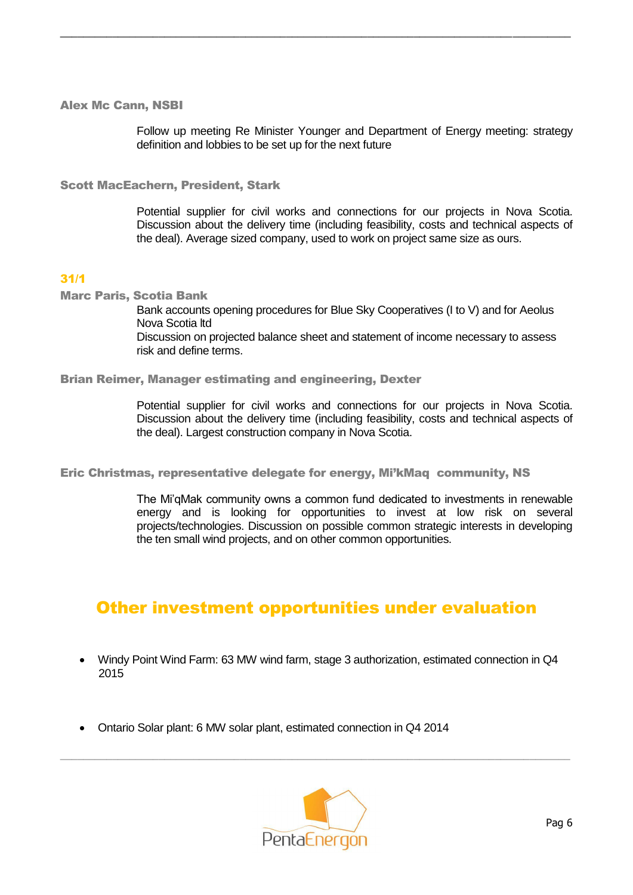**Alex Mc Cann, NSBI**

Follow up meeting Re Minister Younger and Department of Energy meeting: strategy definition and lobbies to be set up for the next future

**Scott MacEachern, President, Stark**

Potential supplier for civil works and connections for our projects in Nova Scotia. Discussion about the delivery time (including feasibility, costs and technical aspects of the deal). Average sized company, used to work on project same size as ours.

**31/1**

**Marc Paris, Scotia Bank**

Bank accounts opening procedures for Blue Sky Cooperatives (I to V) and for Aeolus Nova Scotia ltd

Discussion on projected balance sheet and statement of income necessary to assess risk and define terms.

**Brian Reimer, Manager estimating and engineering, Dexter**

Potential supplier for civil works and connections for our projects in Nova Scotia. Discussion about the delivery time (including feasibility, costs and technical aspects of the deal). Largest construction company in Nova Scotia.

**Eric Christmas, representative delegate for energy, Mi'kMaq community, NS**

The Mi'qMak community owns a common fund dedicated to investments in renewable energy and is looking for opportunities to invest at low risk on several projects/technologies. Discussion on possible common strategic interests in developing the ten small wind projects, and on other common opportunities.

## Other investment opportunities under evaluation

- Windy Point Wind Farm: 63 MW wind farm, stage 3 authorization, estimated connection in Q4 2015

- Ontario Solar plant: 6 MW solar plant, estimated connection in Q4 2014